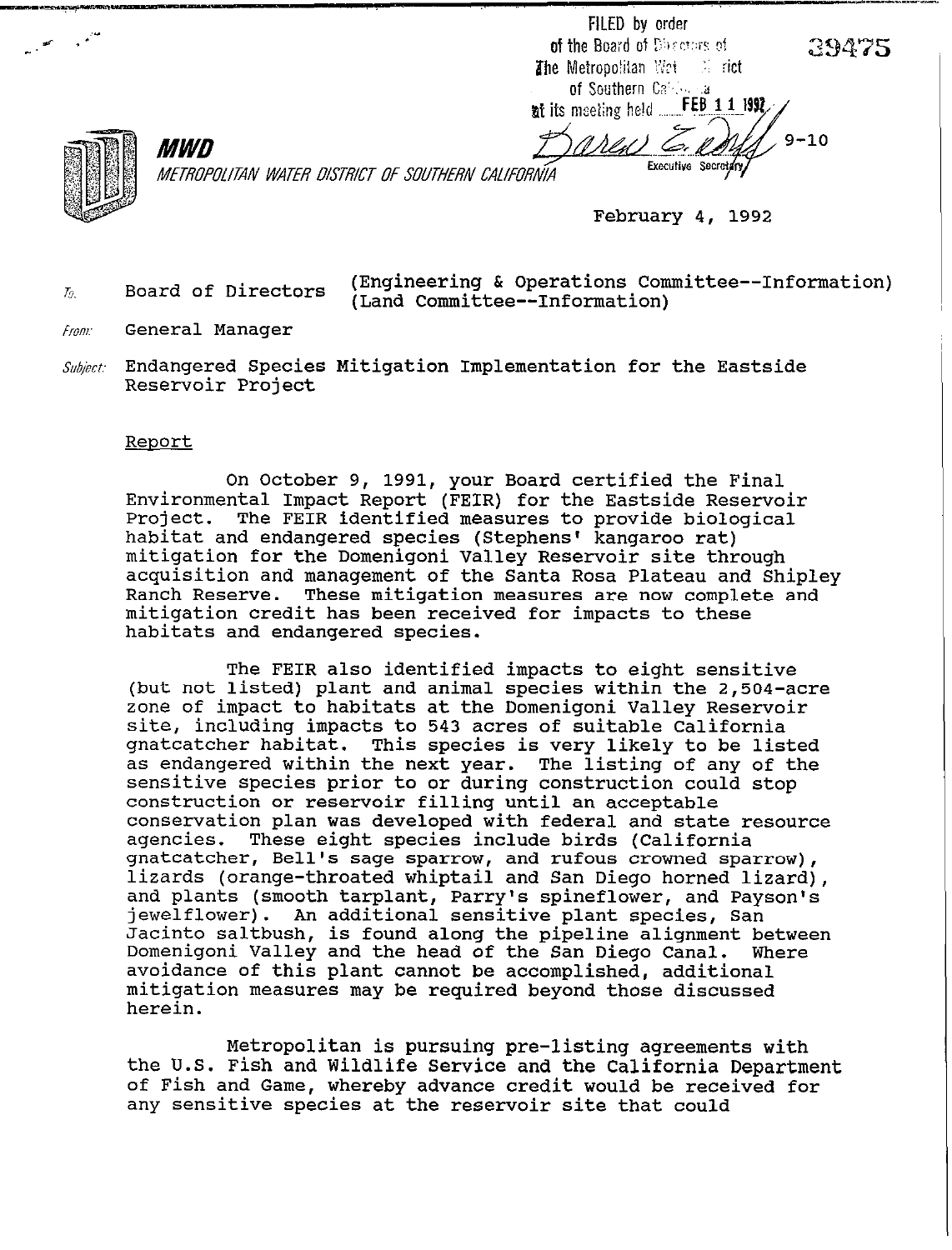FILED by order of the Board of Directors of The Metropolitan Water District of Southern California at its meeting held FEB 11 1992

Executive Secretary

39475

9-10

**MWD**

*METROPOLITAN WATER DISTRICT OF SOUTHERN CALIFORNIA*

February 4, 1992

*To:* Board of Directors (Engineering & Operations Committee--Information) (Land Committee--Information)

*From:* General Manager

*Subject:* Endangered Species Mitigation Implementation for the Eastside Reservoir Project

## Report

On October 9, 1991, your Board certified the Final Environmental Impact Report (FEIR) for the Eastside Reservoir Project. The FEIR identified measures to provide biological habitat and endangered species (Stephens' kangaroo rat) mitigation for the Domenigoni Valley Reservoir site through acquisition and management of the Santa Rosa Plateau and Shipley Ranch Reserve. These mitigation measures are now complete and mitigation credit has been received for impacts to these habitats and endangered species.

The FEIR also identified impacts to eight sensitive (but not listed) plant and animal species within the 2,504-acre zone of impact to habitats at the Domenigoni Valley Reservoir site, including impacts to 543 acres of suitable California gnatcatcher habitat. This species is very likely to be listed as endangered within the next year. The listing of any of the sensitive species prior to or during construction could stop construction or reservoir filling until an acceptable conservation plan was developed with federal and state resource agencies. These eight species include birds (California gnatcatcher, Bell's sage sparrow, and rufous crowned sparrow), lizards (orange-throated whiptail and San Diego horned lizard), and plants (smooth tarplant, Parry's spineflower, and Payson's jewelflower). An additional sensitive plant species, San Jacinto saltbush, is found along the pipeline alignment between Domenigoni Valley and the head of the San Diego Canal. Where avoidance of this plant cannot be accomplished, additional mitigation measures may be required beyond those discussed herein.

Metropolitan is pursuing pre-listing agreements with the U.S. Fish and Wildlife Service and the California Department of Fish and Game, whereby advance credit would be received for any sensitive species at the reservoir site that could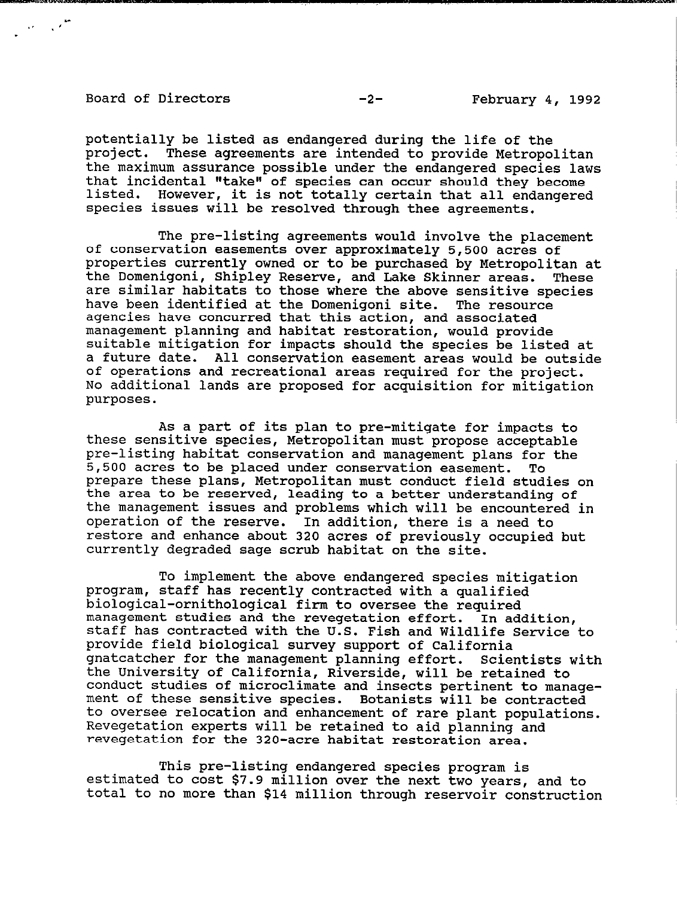potentially be listed as endangered during the life of the project. These agreements are intended to provide Metropolitan the maximum assurance possible under the endangered species laws that incidental "take" of species can occur should they become listed. However, it is not totally certain that all endangered species issues will be resolved through thee agreements.

The pre-listing agreements would involve the placement of conservation easements over approximately 5,500 acres of properties currently owned or to be purchased by Metropolitan at the Domenigoni, Shipley Reserve, and Lake Skinner areas. These are similar habitats to those where the above sensitive species have been identified at the Domenigoni site. The resource agencies have concurred that this action, and associated management planning and habitat restoration, would provide suitable mitigation for impacts should the species be listed at a future date. All conservation easement areas would be outside of operations and recreational areas required for the project. No additional lands are proposed for acquisition for mitigation purposes.

As a part of its plan to pre-mitigate for impacts to these sensitive species, Metropolitan must propose acceptable pre-listing habitat conservation and management plans for the 5,500 acres to be placed under conservation easement. To prepare these plans, Metropolitan must conduct field studies on the area to be reserved, leading to a better understanding of the management issues and problems which will be encountered in operation of the reserve. In addition, there is a need to restore and enhance about 320 acres of previously occupied but currently degraded sage scrub habitat on the site.

To implement the above endangered species mitigation program, staff has recently contracted with a qualified biological-ornithological firm to oversee the required management studies and the revegetation effort. In addition, staff has contracted with the U.S. Fish and Wildlife Service to provide field biological survey support of California gnatcatcher for the management planning effort. Scientists with the University of California, Riverside, will be retained to conduct studies of microclimate and insects pertinent to management of these sensitive species. Botanists will be contracted to oversee relocation and enhancement of rare plant populations. Revegetation experts will be retained to aid planning and revegetation for the 320-acre habitat restoration area.

This pre-listing endangered species program is estimated to cost $7.9 million over the next two years, and to total to no more than $14 million through reservoir construction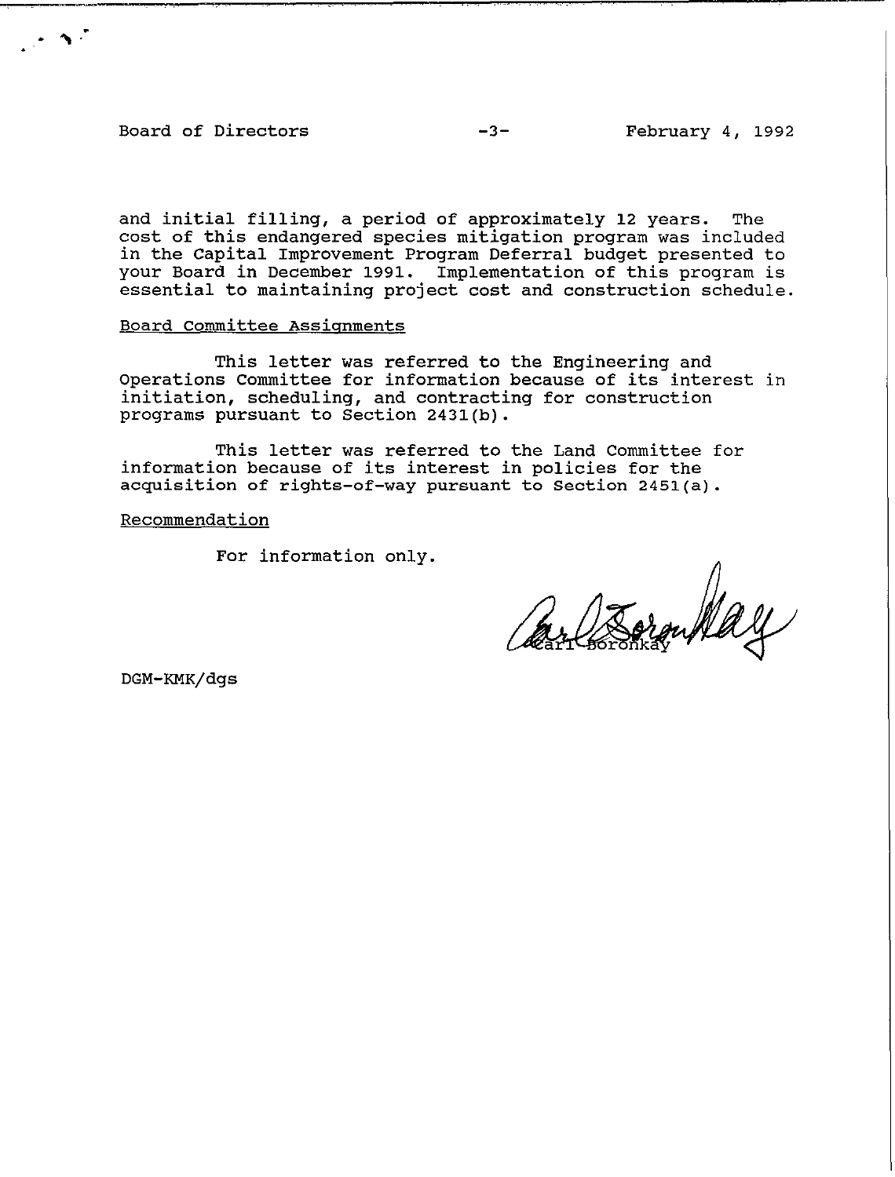and initial filling, a period of approximately 12 years. The cost of this endangered species mitigation program was included in the Capital Improvement Program Deferral budget presented to your Board in December 1991. Implementation of this program is essential to maintaining project cost and construction schedule.

Board Committee Assignments

This letter was referred to the Engineering and Operations Committee for information because of its interest in initiation, scheduling, and contracting for construction programs pursuant to Section 2431(b).

This letter was referred to the Land Committee for information because of its interest in policies for the acquisition of rights-of-way pursuant to Section 2451(a).

Recommendation

For information only.

Carl Boronkay

DGM-KMK/dgs